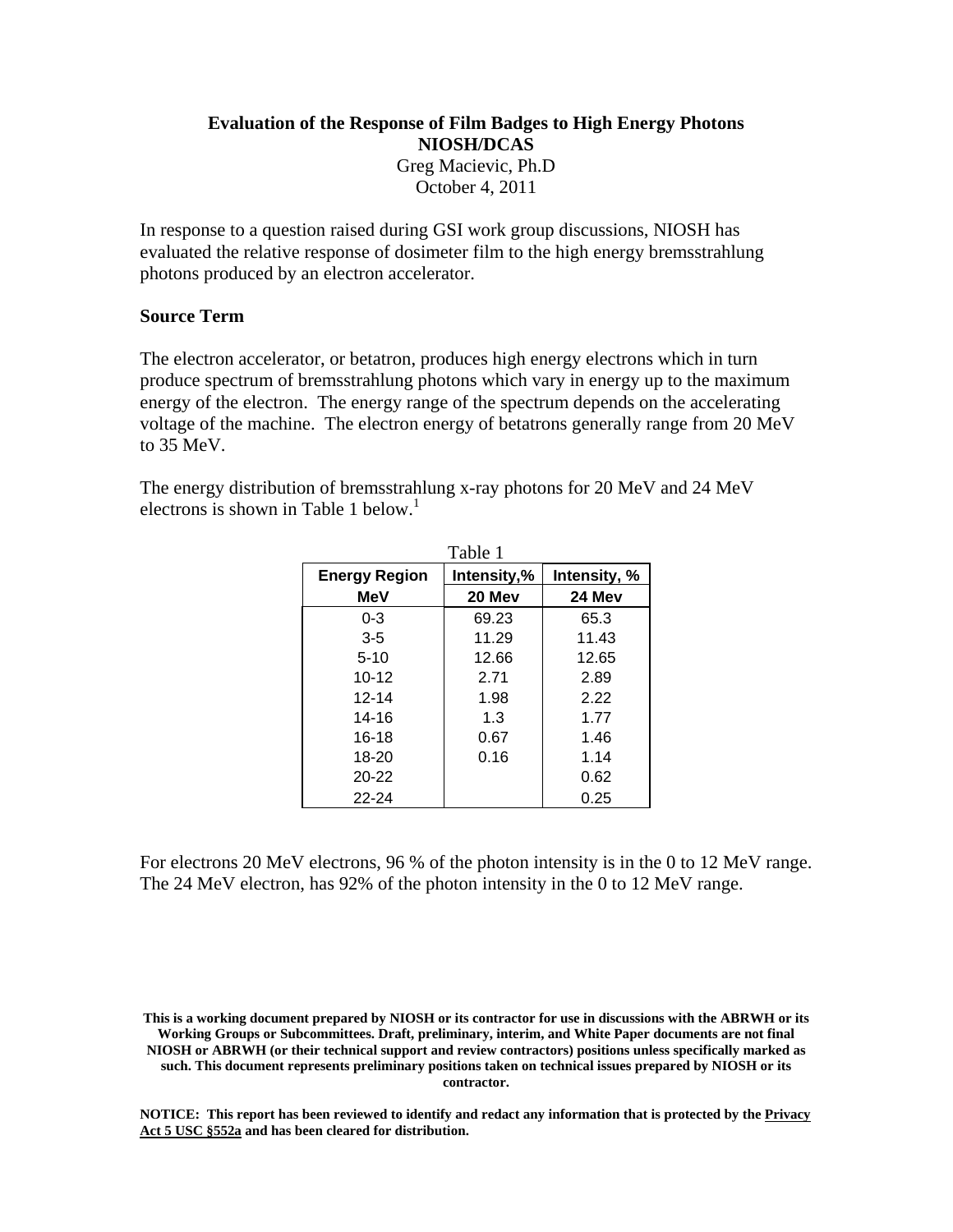# Evaluation of the Response of Film Badges to High Energy Photons

**NIOSH/DCAS**

Greg Macievic, Ph.D

October 4, 2011

In response to a question raised during GSI work group discussions, NIOSH has evaluated the relative response of dosimeter film to the high energy bremsstrahlung photons produced by an electron accelerator.

## Source Term

The electron accelerator, or betatron, produces high energy electrons which in turn produce spectrum of bremsstrahlung photons which vary in energy up to the maximum energy of the electron. The energy range of the spectrum depends on the accelerating voltage of the machine. The electron energy of betatrons generally range from 20 MeV to 35 MeV.

The energy distribution of bremsstrahlung x-ray photons for 20 MeV and 24 MeV electrons is shown in Table 1 below.[1]

Table 1

| Energy Region MeV | Intensity,% 20 Mev | Intensity, % 24 Mev |
|---|---|---|
| 0-3 | 69.23 | 65.3 |
| 3-5 | 11.29 | 11.43 |
| 5-10 | 12.66 | 12.65 |
| 10-12 | 2.71 | 2.89 |
| 12-14 | 1.98 | 2.22 |
| 14-16 | 1.3 | 1.77 |
| 16-18 | 0.67 | 1.46 |
| 18-20 | 0.16 | 1.14 |
| 20-22 | | 0.62 |
| 22-24 | | 0.25 |

For electrons 20 MeV electrons, 96 % of the photon intensity is in the 0 to 12 MeV range. The 24 MeV electron, has 92% of the photon intensity in the 0 to 12 MeV range.

**This is a working document prepared by NIOSH or its contractor for use in discussions with the ABRWH or its Working Groups or Subcommittees. Draft, preliminary, interim, and White Paper documents are not final NIOSH or ABRWH (or their technical support and review contractors) positions unless specifically marked as such. This document represents preliminary positions taken on technical issues prepared by NIOSH or its contractor.**

**NOTICE: This report has been reviewed to identify and redact any information that is protected by the Privacy Act 5 USC §552a and has been cleared for distribution.**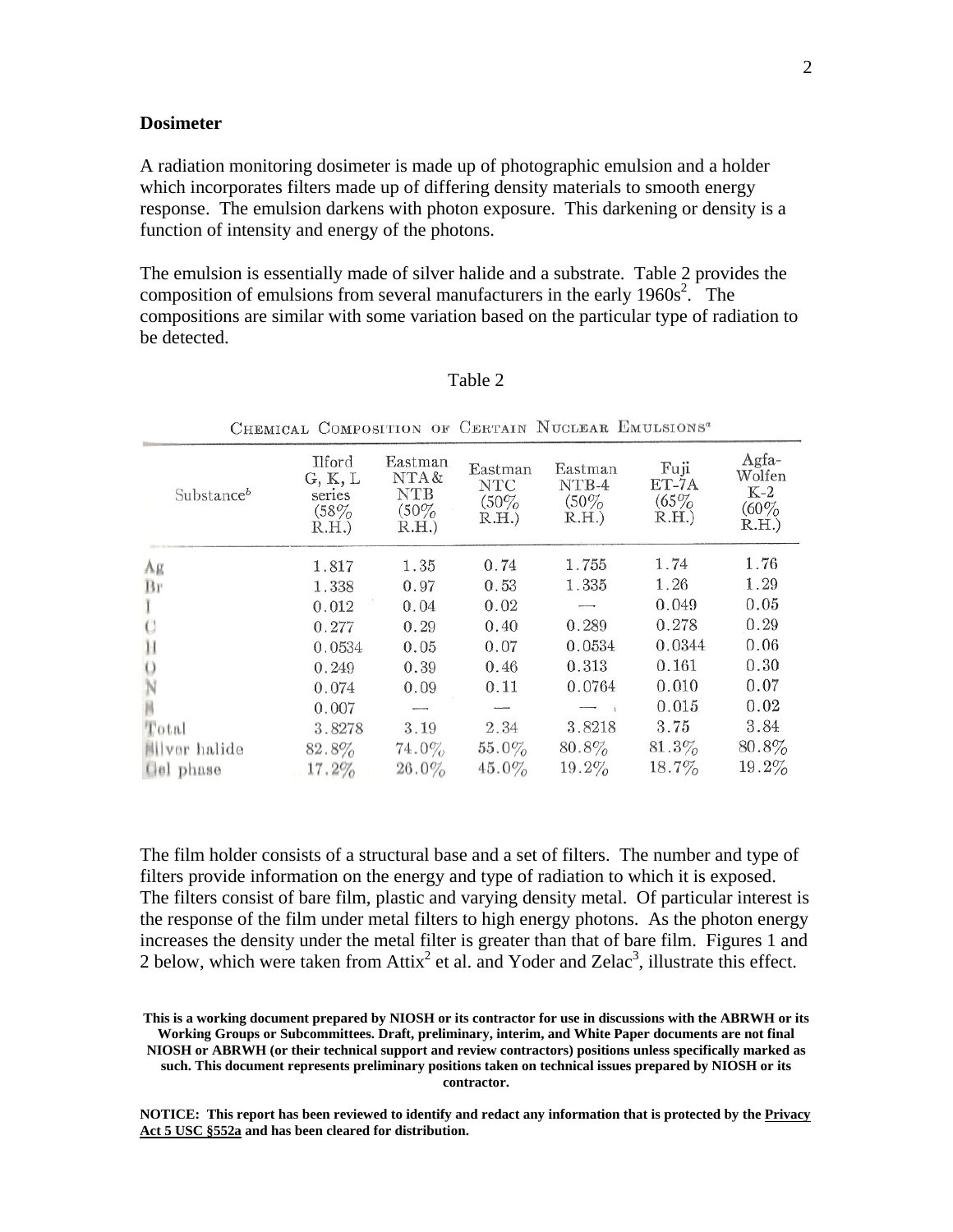**Dosimeter**

A radiation monitoring dosimeter is made up of photographic emulsion and a holder which incorporates filters made up of differing density materials to smooth energy response. The emulsion darkens with photon exposure. This darkening or density is a function of intensity and energy of the photons.

The emulsion is essentially made of silver halide and a substrate. Table 2 provides the composition of emulsions from several manufacturers in the early 1960s[2]. The compositions are similar with some variation based on the particular type of radiation to be detected.

Table 2

CHEMICAL COMPOSITION OF CERTAIN NUCLEAR EMULSIONS[a]

| Substance[b] | Ilford G, K, L series (58% R.H.) | Eastman NTA & NTB (50% R.H.) | Eastman NTC (50% R.H.) | Eastman NTB-4 (50% R.H.) | Fuji ET-7A (65% R.H.) | Agfa-Wolfen K-2 (60% R.H.) |
|---|---|---|---|---|---|---|
| Ag | 1.817 | 1.35 | 0.74 | 1.755 | 1.74 | 1.76 |
| Br | 1.338 | 0.97 | 0.53 | 1.335 | 1.26 | 1.29 |
| I | 0.012 | 0.04 | 0.02 | — | 0.049 | 0.05 |
| C | 0.277 | 0.29 | 0.40 | 0.289 | 0.278 | 0.29 |
| H | 0.0534 | 0.05 | 0.07 | 0.0534 | 0.0344 | 0.06 |
| O | 0.249 | 0.39 | 0.46 | 0.313 | 0.161 | 0.30 |
| N | 0.074 | 0.09 | 0.11 | 0.0764 | 0.010 | 0.07 |
| S | 0.007 | — | — | — | 0.015 | 0.02 |
| Total | 3.8278 | 3.19 | 2.34 | 3.8218 | 3.75 | 3.84 |
| Silver halide | 82.8% | 74.0% | 55.0% | 80.8% | 81.3% | 80.8% |
| Gel phase | 17.2% | 26.0% | 45.0% | 19.2% | 18.7% | 19.2% |

The film holder consists of a structural base and a set of filters. The number and type of filters provide information on the energy and type of radiation to which it is exposed. The filters consist of bare film, plastic and varying density metal. Of particular interest is the response of the film under metal filters to high energy photons. As the photon energy increases the density under the metal filter is greater than that of bare film. Figures 1 and 2 below, which were taken from Attix[2] et al. and Yoder and Zelac[3], illustrate this effect.

**This is a working document prepared by NIOSH or its contractor for use in discussions with the ABRWH or its Working Groups or Subcommittees. Draft, preliminary, interim, and White Paper documents are not final NIOSH or ABRWH (or their technical support and review contractors) positions unless specifically marked as such. This document represents preliminary positions taken on technical issues prepared by NIOSH or its contractor.**

**NOTICE: This report has been reviewed to identify and redact any information that is protected by the Privacy Act 5 USC §552a and has been cleared for distribution.**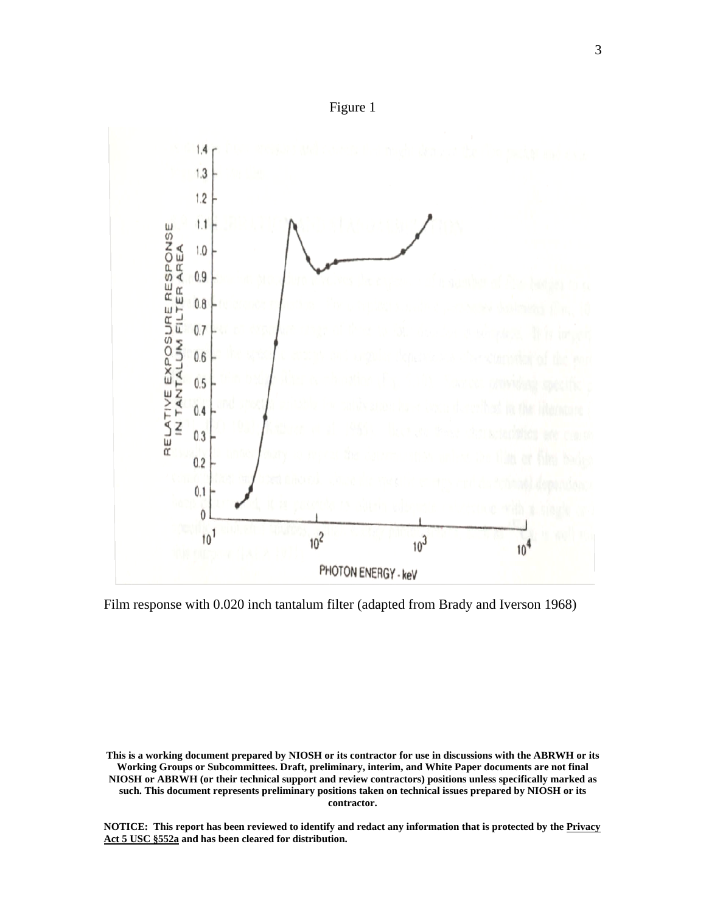Figure 1

Film response with 0.020 inch tantalum filter (adapted from Brady and Iverson 1968)

**This is a working document prepared by NIOSH or its contractor for use in discussions with the ABRWH or its Working Groups or Subcommittees. Draft, preliminary, interim, and White Paper documents are not final NIOSH or ABRWH (or their technical support and review contractors) positions unless specifically marked as such. This document represents preliminary positions taken on technical issues prepared by NIOSH or its contractor.**

**NOTICE: This report has been reviewed to identify and redact any information that is protected by the Privacy Act 5 USC §552a and has been cleared for distribution.**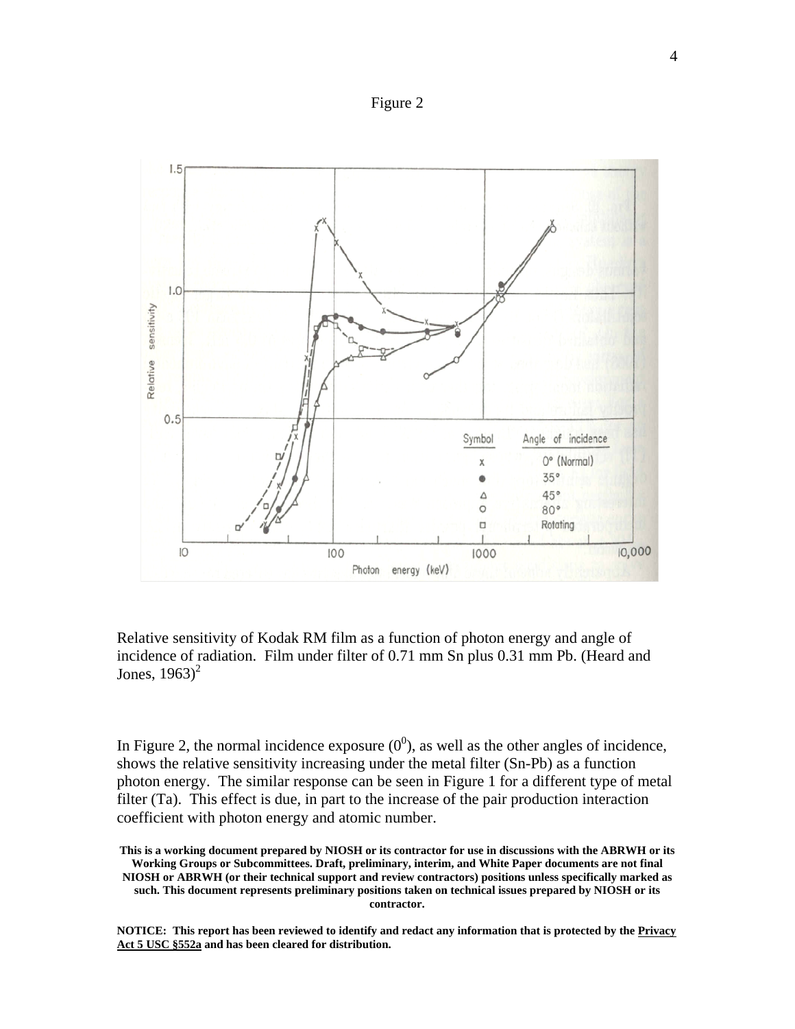Figure 2

Relative sensitivity of Kodak RM film as a function of photon energy and angle of incidence of radiation. Film under filter of 0.71 mm Sn plus 0.31 mm Pb. (Heard and Jones, 1963)[2]

In Figure 2, the normal incidence exposure ($0^0$), as well as the other angles of incidence, shows the relative sensitivity increasing under the metal filter (Sn-Pb) as a function photon energy. The similar response can be seen in Figure 1 for a different type of metal filter (Ta). This effect is due, in part to the increase of the pair production interaction coefficient with photon energy and atomic number.

**This is a working document prepared by NIOSH or its contractor for use in discussions with the ABRWH or its Working Groups or Subcommittees. Draft, preliminary, interim, and White Paper documents are not final NIOSH or ABRWH (or their technical support and review contractors) positions unless specifically marked as such. This document represents preliminary positions taken on technical issues prepared by NIOSH or its contractor.**

**NOTICE: This report has been reviewed to identify and redact any information that is protected by the Privacy Act 5 USC §552a and has been cleared for distribution.**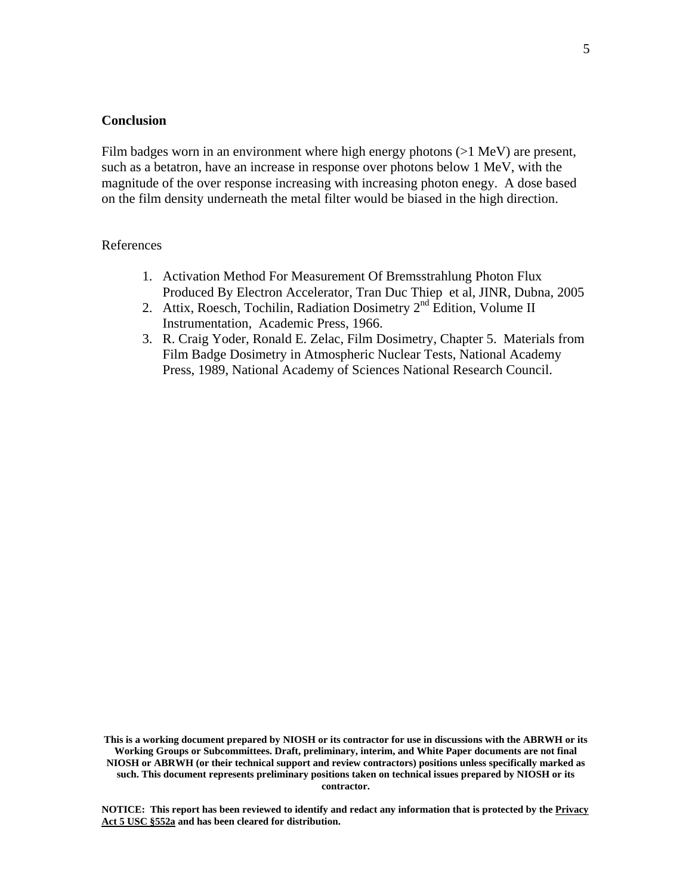## Conclusion

Film badges worn in an environment where high energy photons (>1 MeV) are present, such as a betatron, have an increase in response over photons below 1 MeV, with the magnitude of the over response increasing with increasing photon enegy. A dose based on the film density underneath the metal filter would be biased in the high direction.

References

1. Activation Method For Measurement Of Bremsstrahlung Photon Flux Produced By Electron Accelerator, Tran Duc Thiep et al, JINR, Dubna, 2005
2. Attix, Roesch, Tochilin, Radiation Dosimetry 2nd Edition, Volume II Instrumentation, Academic Press, 1966.
3. R. Craig Yoder, Ronald E. Zelac, Film Dosimetry, Chapter 5. Materials from Film Badge Dosimetry in Atmospheric Nuclear Tests, National Academy Press, 1989, National Academy of Sciences National Research Council.

**This is a working document prepared by NIOSH or its contractor for use in discussions with the ABRWH or its Working Groups or Subcommittees. Draft, preliminary, interim, and White Paper documents are not final NIOSH or ABRWH (or their technical support and review contractors) positions unless specifically marked as such. This document represents preliminary positions taken on technical issues prepared by NIOSH or its contractor.**

**NOTICE: This report has been reviewed to identify and redact any information that is protected by the Privacy Act 5 USC §552a and has been cleared for distribution.**